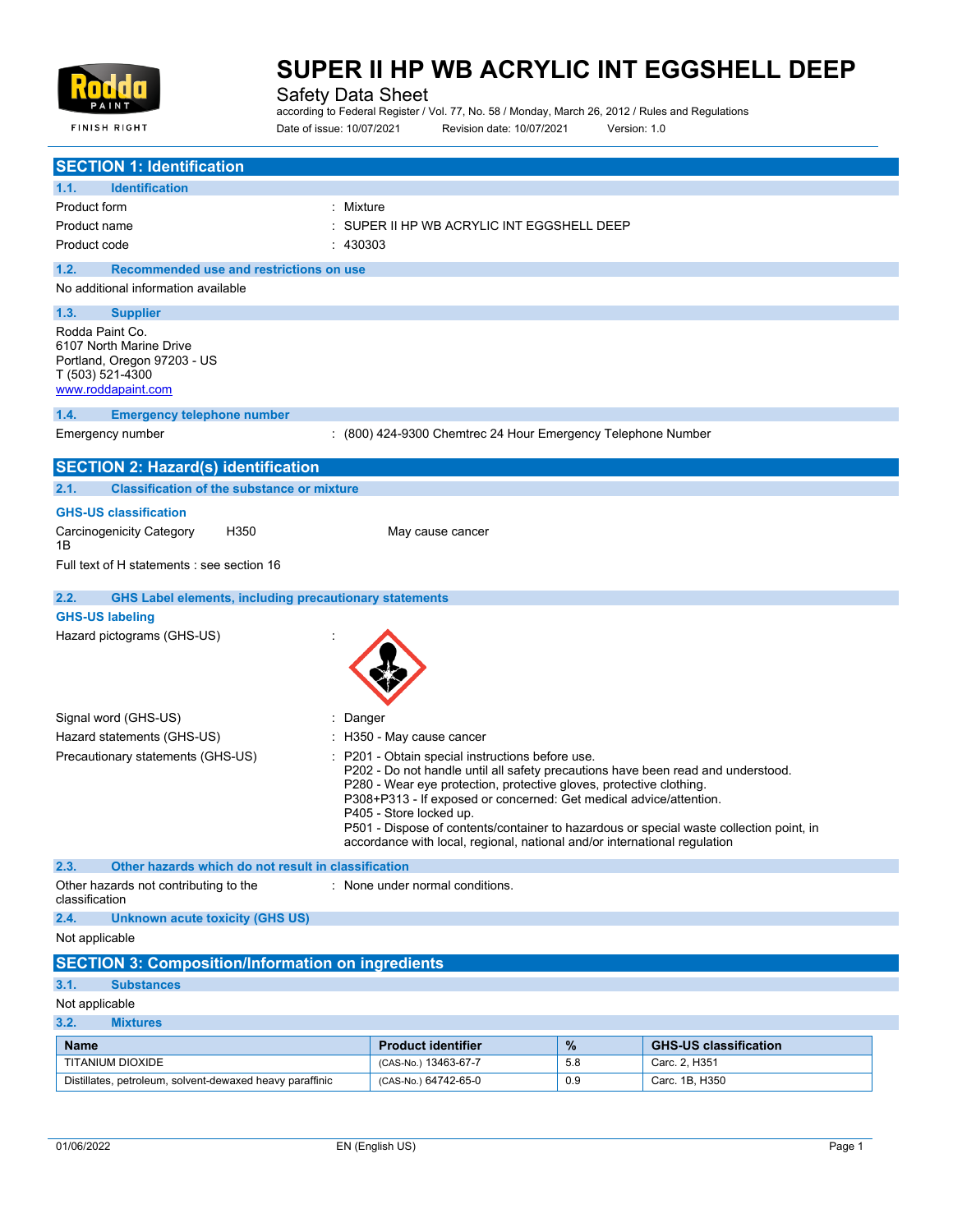# SUPER II HP WB ACRYLIC INT EGGSHELL DEEP

Safety Data Sheet

according to Federal Register / Vol. 77, No. 58 / Monday, March 26, 2012 / Rules and Regulations

Date of issue: 10/07/2021 Revision date: 10/07/2021 Version: 1.0

## SECTION 1: Identification

### 1.1. Identification

Product form : Mixture

Product name : SUPER II HP WB ACRYLIC INT EGGSHELL DEEP

Product code : 430303

### 1.2. Recommended use and restrictions on use

No additional information available

### 1.3. Supplier

Rodda Paint Co.
6107 North Marine Drive
Portland, Oregon 97203 - US
T (503) 521-4300
www.roddapaint.com

### 1.4. Emergency telephone number

Emergency number : (800) 424-9300 Chemtrec 24 Hour Emergency Telephone Number

## SECTION 2: Hazard(s) identification

### 2.1. Classification of the substance or mixture

**GHS-US classification**

Carcinogenicity Category 1B H350 May cause cancer

Full text of H statements : see section 16

### 2.2. GHS Label elements, including precautionary statements

**GHS-US labeling**

Hazard pictograms (GHS-US) :

Signal word (GHS-US) : Danger

Hazard statements (GHS-US) : H350 - May cause cancer

Precautionary statements (GHS-US) : P201 - Obtain special instructions before use.
P202 - Do not handle until all safety precautions have been read and understood.
P280 - Wear eye protection, protective gloves, protective clothing.
P308+P313 - If exposed or concerned: Get medical advice/attention.
P405 - Store locked up.
P501 - Dispose of contents/container to hazardous or special waste collection point, in accordance with local, regional, national and/or international regulation

### 2.3. Other hazards which do not result in classification

Other hazards not contributing to the classification : None under normal conditions.

### 2.4. Unknown acute toxicity (GHS US)

Not applicable

## SECTION 3: Composition/Information on ingredients

### 3.1. Substances

Not applicable

### 3.2. Mixtures

| Name | Product identifier | % | GHS-US classification |
|---|---|---|---|
| TITANIUM DIOXIDE | (CAS-No.) 13463-67-7 | 5.8 | Carc. 2, H351 |
| Distillates, petroleum, solvent-dewaxed heavy paraffinic | (CAS-No.) 64742-65-0 | 0.9 | Carc. 1B, H350 |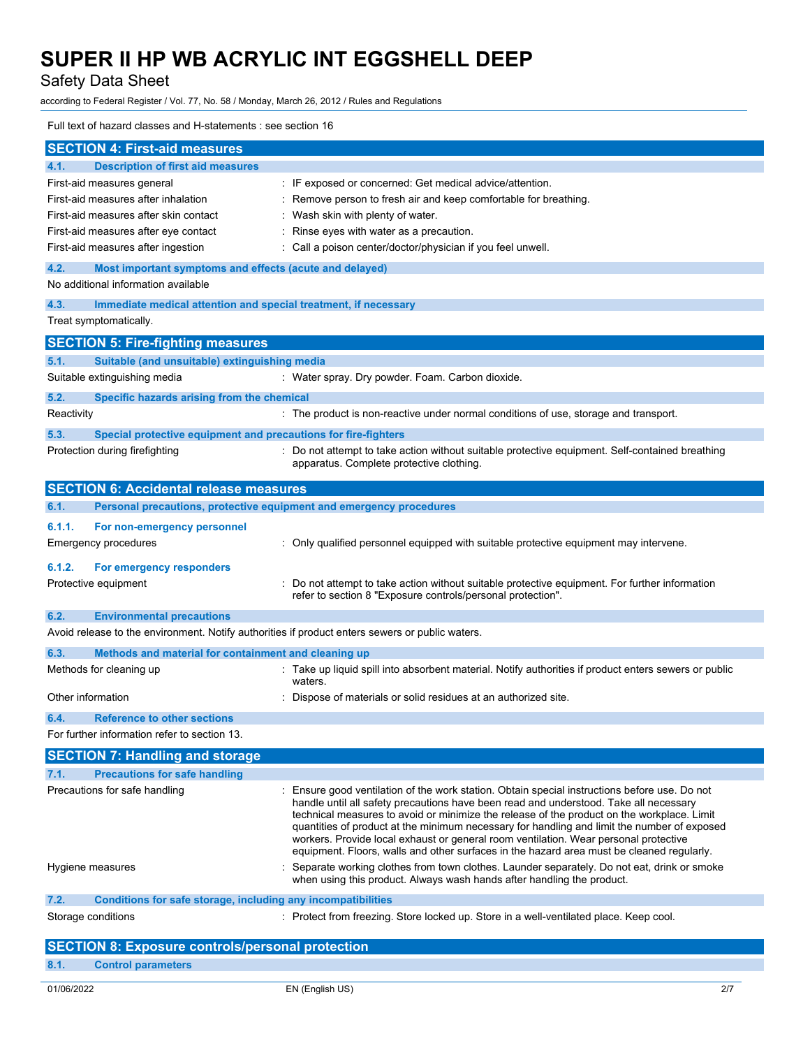Full text of hazard classes and H-statements : see section 16

## SECTION 4: First-aid measures

### 4.1. Description of first aid measures

| | |
|---|---|
| First-aid measures general | : IF exposed or concerned: Get medical advice/attention. |
| First-aid measures after inhalation | : Remove person to fresh air and keep comfortable for breathing. |
| First-aid measures after skin contact | : Wash skin with plenty of water. |
| First-aid measures after eye contact | : Rinse eyes with water as a precaution. |
| First-aid measures after ingestion | : Call a poison center/doctor/physician if you feel unwell. |

### 4.2. Most important symptoms and effects (acute and delayed)

No additional information available

### 4.3. Immediate medical attention and special treatment, if necessary

Treat symptomatically.

## SECTION 5: Fire-fighting measures

### 5.1. Suitable (and unsuitable) extinguishing media

| | |
|---|---|
| Suitable extinguishing media | : Water spray. Dry powder. Foam. Carbon dioxide. |

### 5.2. Specific hazards arising from the chemical

| | |
|---|---|
| Reactivity | : The product is non-reactive under normal conditions of use, storage and transport. |

### 5.3. Special protective equipment and precautions for fire-fighters

| | |
|---|---|
| Protection during firefighting | : Do not attempt to take action without suitable protective equipment. Self-contained breathing apparatus. Complete protective clothing. |

## SECTION 6: Accidental release measures

### 6.1. Personal precautions, protective equipment and emergency procedures

#### 6.1.1. For non-emergency personnel

| | |
|---|---|
| Emergency procedures | : Only qualified personnel equipped with suitable protective equipment may intervene. |

#### 6.1.2. For emergency responders

| | |
|---|---|
| Protective equipment | : Do not attempt to take action without suitable protective equipment. For further information refer to section 8 "Exposure controls/personal protection". |

### 6.2. Environmental precautions

Avoid release to the environment. Notify authorities if product enters sewers or public waters.

### 6.3. Methods and material for containment and cleaning up

| | |
|---|---|
| Methods for cleaning up | : Take up liquid spill into absorbent material. Notify authorities if product enters sewers or public waters. |
| Other information | : Dispose of materials or solid residues at an authorized site. |

### 6.4. Reference to other sections

For further information refer to section 13.

## SECTION 7: Handling and storage

### 7.1. Precautions for safe handling

| | |
|---|---|
| Precautions for safe handling | : Ensure good ventilation of the work station. Obtain special instructions before use. Do not handle until all safety precautions have been read and understood. Take all necessary technical measures to avoid or minimize the release of the product on the workplace. Limit quantities of product at the minimum necessary for handling and limit the number of exposed workers. Provide local exhaust or general room ventilation. Wear personal protective equipment. Floors, walls and other surfaces in the hazard area must be cleaned regularly. |
| Hygiene measures | : Separate working clothes from town clothes. Launder separately. Do not eat, drink or smoke when using this product. Always wash hands after handling the product. |

### 7.2. Conditions for safe storage, including any incompatibilities

| | |
|---|---|
| Storage conditions | : Protect from freezing. Store locked up. Store in a well-ventilated place. Keep cool. |

## SECTION 8: Exposure controls/personal protection

### 8.1. Control parameters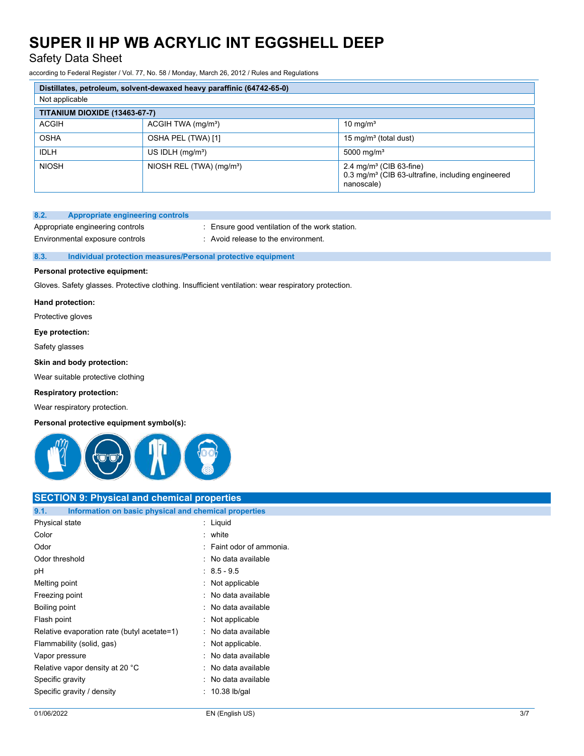| Distillates, petroleum, solvent-dewaxed heavy paraffinic (64742-65-0) | | |
|---|---|---|
| Not applicable | | |

| TITANIUM DIOXIDE (13463-67-7) | | |
|---|---|---|
| ACGIH | ACGIH TWA (mg/m³) | 10 mg/m³ |
| OSHA | OSHA PEL (TWA) [1] | 15 mg/m³ (total dust) |
| IDLH | US IDLH (mg/m³) | 5000 mg/m³ |
| NIOSH | NIOSH REL (TWA) (mg/m³) | 2.4 mg/m³ (CIB 63-fine)<br>0.3 mg/m³ (CIB 63-ultrafine, including engineered nanoscale) |

### 8.2. Appropriate engineering controls

Appropriate engineering controls : Ensure good ventilation of the work station.

Environmental exposure controls : Avoid release to the environment.

### 8.3. Individual protection measures/Personal protective equipment

**Personal protective equipment:**

Gloves. Safety glasses. Protective clothing. Insufficient ventilation: wear respiratory protection.

**Hand protection:**

Protective gloves

**Eye protection:**

Safety glasses

**Skin and body protection:**

Wear suitable protective clothing

**Respiratory protection:**

Wear respiratory protection.

**Personal protective equipment symbol(s):**

## SECTION 9: Physical and chemical properties

### 9.1. Information on basic physical and chemical properties

| Property | Value |
|---|---|
| Physical state | Liquid |
| Color | white |
| Odor | Faint odor of ammonia. |
| Odor threshold | No data available |
| pH | 8.5 - 9.5 |
| Melting point | Not applicable |
| Freezing point | No data available |
| Boiling point | No data available |
| Flash point | Not applicable |
| Relative evaporation rate (butyl acetate=1) | No data available |
| Flammability (solid, gas) | Not applicable. |
| Vapor pressure | No data available |
| Relative vapor density at 20 °C | No data available |
| Specific gravity | No data available |
| Specific gravity / density | 10.38 lb/gal |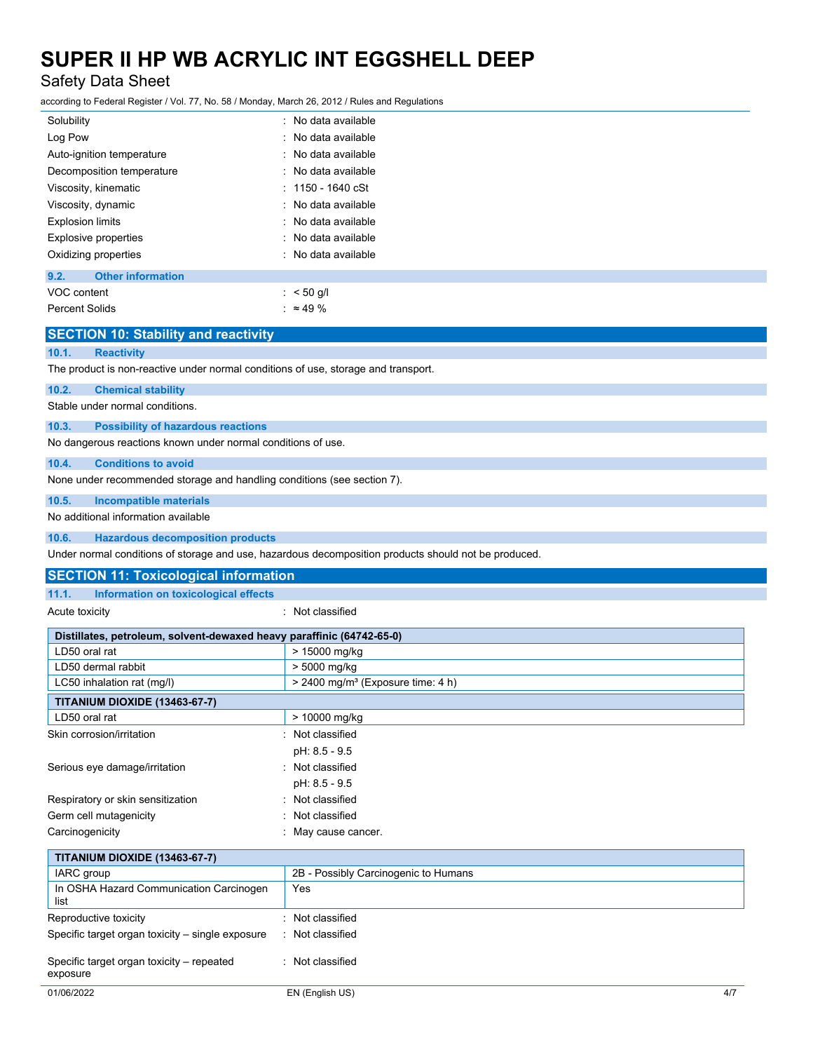| | |
|---|---|
| Solubility | : No data available |
| Log Pow | : No data available |
| Auto-ignition temperature | : No data available |
| Decomposition temperature | : No data available |
| Viscosity, kinematic | : 1150 - 1640 cSt |
| Viscosity, dynamic | : No data available |
| Explosion limits | : No data available |
| Explosive properties | : No data available |
| Oxidizing properties | : No data available |

### 9.2. Other information

| | |
|---|---|
| VOC content | : < 50 g/l |
| Percent Solids | : ≈ 49 % |

## SECTION 10: Stability and reactivity

### 10.1. Reactivity

The product is non-reactive under normal conditions of use, storage and transport.

### 10.2. Chemical stability

Stable under normal conditions.

### 10.3. Possibility of hazardous reactions

No dangerous reactions known under normal conditions of use.

### 10.4. Conditions to avoid

None under recommended storage and handling conditions (see section 7).

### 10.5. Incompatible materials

No additional information available

### 10.6. Hazardous decomposition products

Under normal conditions of storage and use, hazardous decomposition products should not be produced.

## SECTION 11: Toxicological information

### 11.1. Information on toxicological effects

Acute toxicity : Not classified

| Distillates, petroleum, solvent-dewaxed heavy paraffinic (64742-65-0) | |
|---|---|
| LD50 oral rat | > 15000 mg/kg |
| LD50 dermal rabbit | > 5000 mg/kg |
| LC50 inhalation rat (mg/l) | > 2400 mg/m³ (Exposure time: 4 h) |
| **TITANIUM DIOXIDE (13463-67-7)** | |
| LD50 oral rat | > 10000 mg/kg |

| | |
|---|---|
| Skin corrosion/irritation | : Not classified<br>pH: 8.5 - 9.5 |
| Serious eye damage/irritation | : Not classified<br>pH: 8.5 - 9.5 |
| Respiratory or skin sensitization | : Not classified |
| Germ cell mutagenicity | : Not classified |
| Carcinogenicity | : May cause cancer. |

| TITANIUM DIOXIDE (13463-67-7) | |
|---|---|
| IARC group | 2B - Possibly Carcinogenic to Humans |
| In OSHA Hazard Communication Carcinogen list | Yes |

| | |
|---|---|
| Reproductive toxicity | : Not classified |
| Specific target organ toxicity – single exposure | : Not classified |
| Specific target organ toxicity – repeated exposure | : Not classified |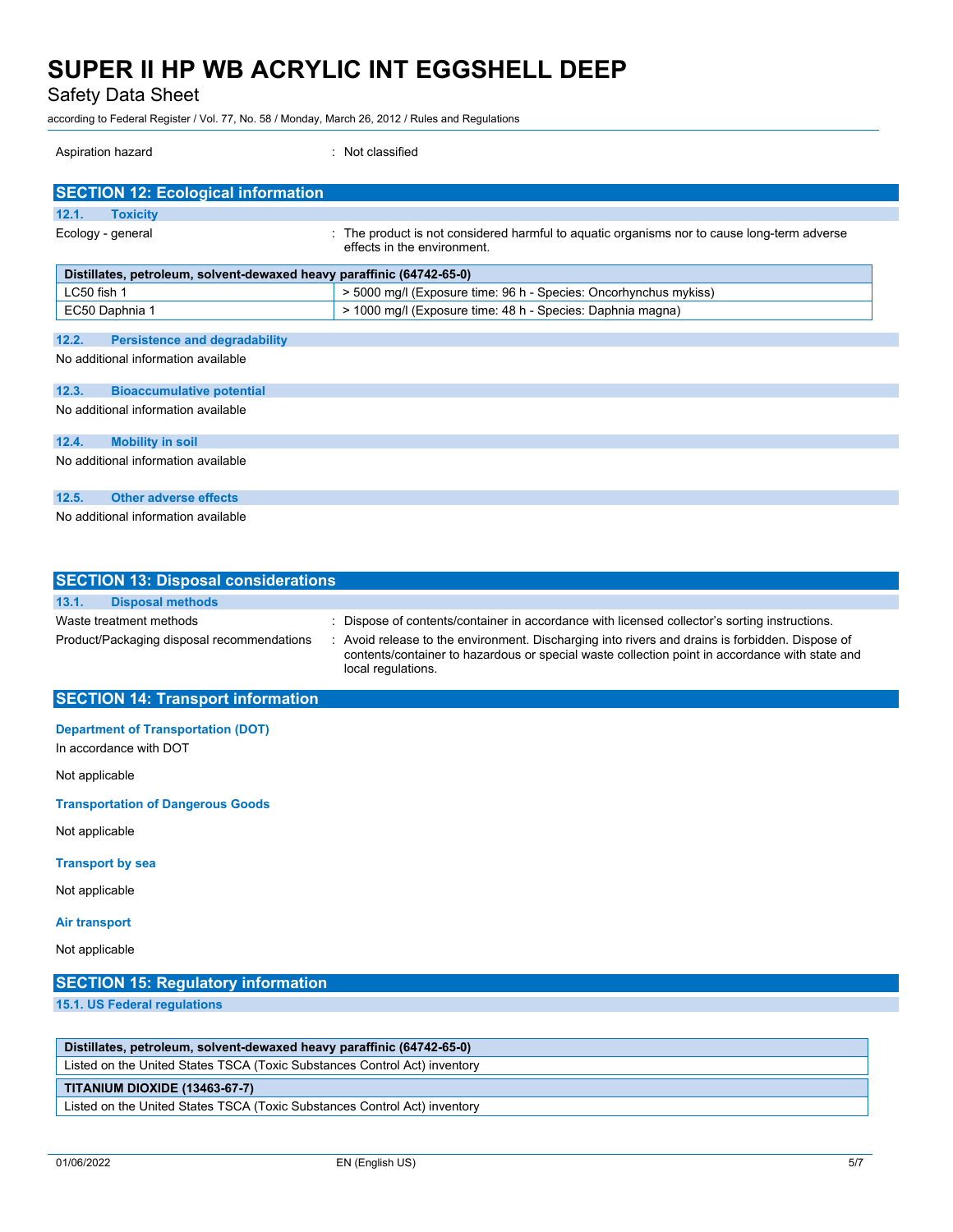Aspiration hazard : Not classified

## SECTION 12: Ecological information

### 12.1. Toxicity

Ecology - general : The product is not considered harmful to aquatic organisms nor to cause long-term adverse effects in the environment.

| Distillates, petroleum, solvent-dewaxed heavy paraffinic (64742-65-0) | |
|---|---|
| LC50 fish 1 | > 5000 mg/l (Exposure time: 96 h - Species: Oncorhynchus mykiss) |
| EC50 Daphnia 1 | > 1000 mg/l (Exposure time: 48 h - Species: Daphnia magna) |

### 12.2. Persistence and degradability

No additional information available

### 12.3. Bioaccumulative potential

No additional information available

### 12.4. Mobility in soil

No additional information available

### 12.5. Other adverse effects

No additional information available

## SECTION 13: Disposal considerations

### 13.1. Disposal methods

Waste treatment methods : Dispose of contents/container in accordance with licensed collector's sorting instructions.

Product/Packaging disposal recommendations : Avoid release to the environment. Discharging into rivers and drains is forbidden. Dispose of contents/container to hazardous or special waste collection point in accordance with state and local regulations.

## SECTION 14: Transport information

**Department of Transportation (DOT)**

In accordance with DOT

Not applicable

**Transportation of Dangerous Goods**

Not applicable

**Transport by sea**

Not applicable

**Air transport**

Not applicable

## SECTION 15: Regulatory information

### 15.1. US Federal regulations

| Distillates, petroleum, solvent-dewaxed heavy paraffinic (64742-65-0) |
|---|
| Listed on the United States TSCA (Toxic Substances Control Act) inventory |

| TITANIUM DIOXIDE (13463-67-7) |
|---|
| Listed on the United States TSCA (Toxic Substances Control Act) inventory |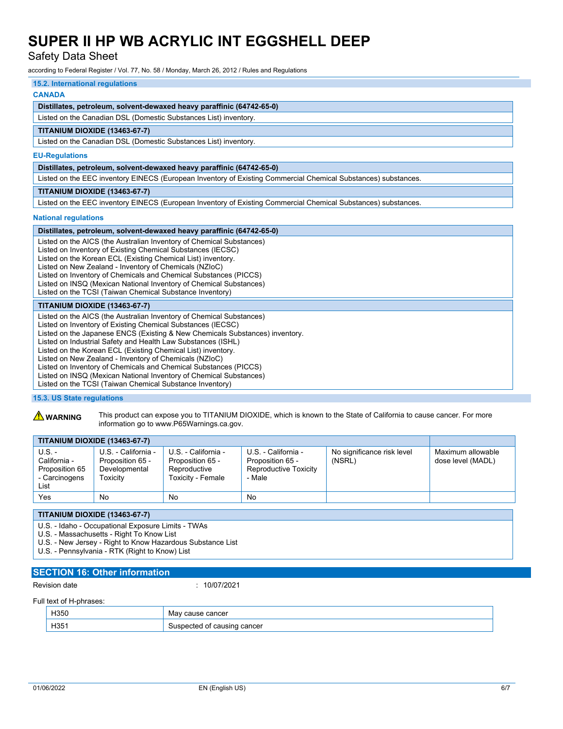### 15.2. International regulations

**CANADA**

| Distillates, petroleum, solvent-dewaxed heavy paraffinic (64742-65-0) |
|---|
| Listed on the Canadian DSL (Domestic Substances List) inventory. |

| TITANIUM DIOXIDE (13463-67-7) |
|---|
| Listed on the Canadian DSL (Domestic Substances List) inventory. |

**EU-Regulations**

| Distillates, petroleum, solvent-dewaxed heavy paraffinic (64742-65-0) |
|---|
| Listed on the EEC inventory EINECS (European Inventory of Existing Commercial Chemical Substances) substances. |

| TITANIUM DIOXIDE (13463-67-7) |
|---|
| Listed on the EEC inventory EINECS (European Inventory of Existing Commercial Chemical Substances) substances. |

**National regulations**

| Distillates, petroleum, solvent-dewaxed heavy paraffinic (64742-65-0) |
|---|
| Listed on the AICS (the Australian Inventory of Chemical Substances)<br>Listed on Inventory of Existing Chemical Substances (IECSC)<br>Listed on the Korean ECL (Existing Chemical List) inventory.<br>Listed on New Zealand - Inventory of Chemicals (NZIoC)<br>Listed on Inventory of Chemicals and Chemical Substances (PICCS)<br>Listed on INSQ (Mexican National Inventory of Chemical Substances)<br>Listed on the TCSI (Taiwan Chemical Substance Inventory) |

| TITANIUM DIOXIDE (13463-67-7) |
|---|
| Listed on the AICS (the Australian Inventory of Chemical Substances)<br>Listed on Inventory of Existing Chemical Substances (IECSC)<br>Listed on the Japanese ENCS (Existing & New Chemicals Substances) inventory.<br>Listed on Industrial Safety and Health Law Substances (ISHL)<br>Listed on the Korean ECL (Existing Chemical List) inventory.<br>Listed on New Zealand - Inventory of Chemicals (NZIoC)<br>Listed on Inventory of Chemicals and Chemical Substances (PICCS)<br>Listed on INSQ (Mexican National Inventory of Chemical Substances)<br>Listed on the TCSI (Taiwan Chemical Substance Inventory) |

### 15.3. US State regulations

⚠ **WARNING** This product can expose you to TITANIUM DIOXIDE, which is known to the State of California to cause cancer. For more information go to www.P65Warnings.ca.gov.

| TITANIUM DIOXIDE (13463-67-7) | | | | | |
|---|---|---|---|---|---|
| U.S. - California - Proposition 65 - Carcinogens List | U.S. - California - Proposition 65 - Developmental Toxicity | U.S. - California - Proposition 65 - Reproductive Toxicity - Female | U.S. - California - Proposition 65 - Reproductive Toxicity - Male | No significance risk level (NSRL) | Maximum allowable dose level (MADL) |
| Yes | No | No | No | | |

| TITANIUM DIOXIDE (13463-67-7) |
|---|
| U.S. - Idaho - Occupational Exposure Limits - TWAs<br>U.S. - Massachusetts - Right To Know List<br>U.S. - New Jersey - Right to Know Hazardous Substance List<br>U.S. - Pennsylvania - RTK (Right to Know) List |

## SECTION 16: Other information

Revision date : 10/07/2021

Full text of H-phrases:

| | |
|---|---|
| H350 | May cause cancer |
| H351 | Suspected of causing cancer |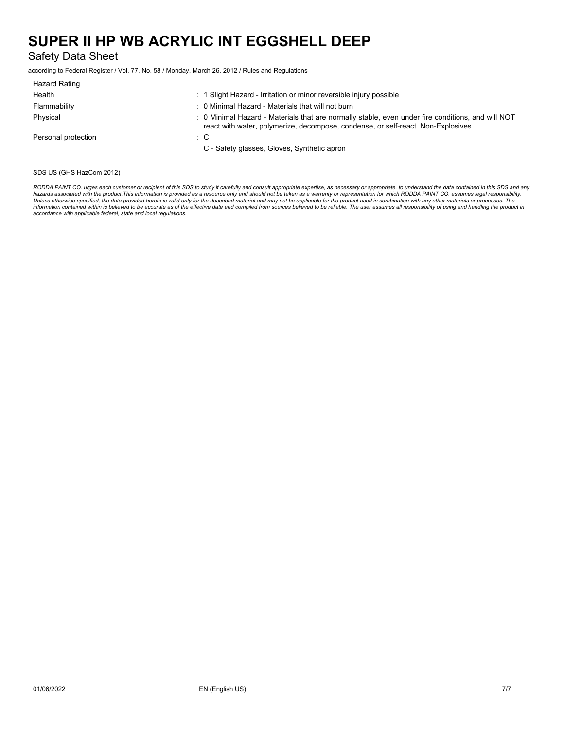Hazard Rating

| | |
|---|---|
| Health | : 1 Slight Hazard - Irritation or minor reversible injury possible |
| Flammability | : 0 Minimal Hazard - Materials that will not burn |
| Physical | : 0 Minimal Hazard - Materials that are normally stable, even under fire conditions, and will NOT react with water, polymerize, decompose, condense, or self-react. Non-Explosives. |
| Personal protection | : C<br>C - Safety glasses, Gloves, Synthetic apron |

SDS US (GHS HazCom 2012)

*RODDA PAINT CO. urges each customer or recipient of this SDS to study it carefully and consult appropriate expertise, as necessary or appropriate, to understand the data contained in this SDS and any hazards associated with the product.This information is provided as a resource only and should not be taken as a warrenty or representation for which RODDA PAINT CO. assumes legal responsibility. Unless otherwise specified, the data provided herein is valid only for the described material and may not be applicable for the product used in combination with any other materials or processes. The information contained within is believed to be accurate as of the effective date and compiled from sources believed to be reliable. The user assumes all responsibility of using and handling the product in accordance with applicable federal, state and local regulations.*